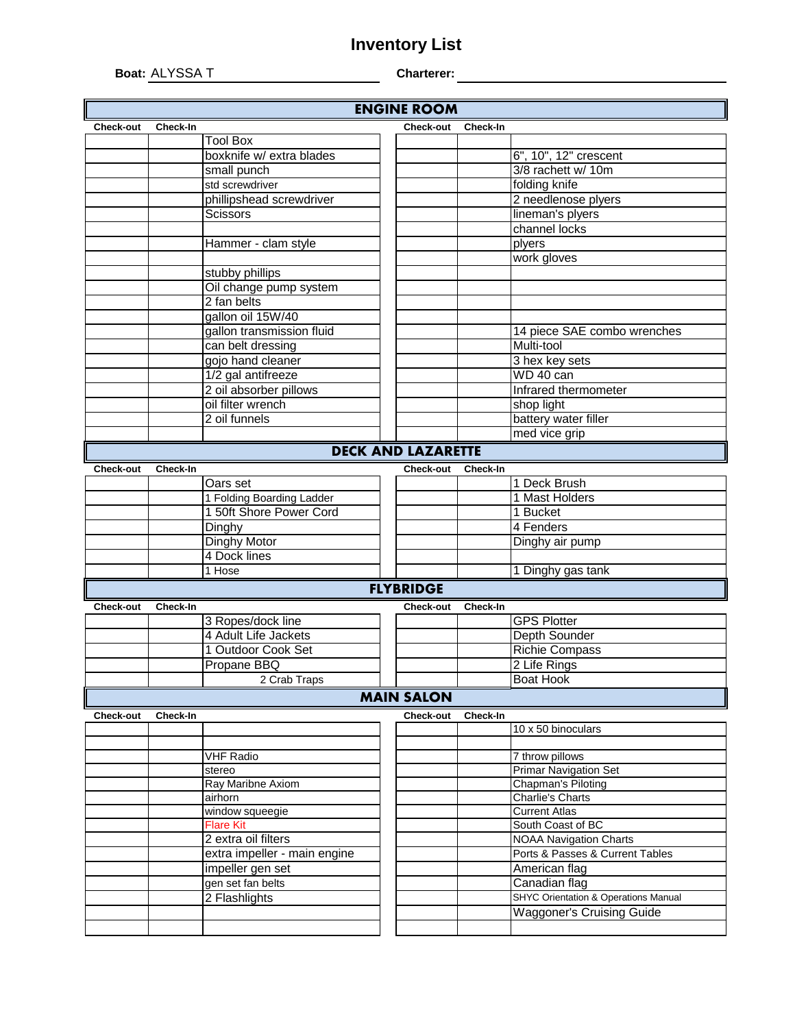# Inventory List

**Boat:** ALYSSA T **Charterer:**

## ENGINE ROOM

| Check-out | Check-In | | Check-out | Check-In | |
|---|---|---|---|---|---|
| | | Tool Box | | | |
| | | boxknife w/ extra blades | | | 6", 10", 12" crescent |
| | | small punch | | | 3/8 rachett w/ 10m |
| | | std screwdriver | | | folding knife |
| | | phillipshead screwdriver | | | 2 needlenose plyers |
| | | Scissors | | | lineman's plyers |
| | | | | | channel locks |
| | | Hammer - clam style | | | plyers |
| | | | | | work gloves |
| | | stubby phillips | | | |
| | | Oil change pump system | | | |
| | | 2 fan belts | | | |
| | | gallon oil 15W/40 | | | |
| | | gallon transmission fluid | | | 14 piece SAE combo wrenches |
| | | can belt dressing | | | Multi-tool |
| | | gojo hand cleaner | | | 3 hex key sets |
| | | 1/2 gal antifreeze | | | WD 40 can |
| | | 2 oil absorber pillows | | | Infrared thermometer |
| | | oil filter wrench | | | shop light |
| | | 2 oil funnels | | | battery water filler |
| | | | | | med vice grip |

## DECK AND LAZARETTE

| Check-out | Check-In | | Check-out | Check-In | |
|---|---|---|---|---|---|
| | | Oars set | | | 1 Deck Brush |
| | | 1 Folding Boarding Ladder | | | 1 Mast Holders |
| | | 1 50ft Shore Power Cord | | | 1 Bucket |
| | | Dinghy | | | 4 Fenders |
| | | Dinghy Motor | | | Dinghy air pump |
| | | 4 Dock lines | | | |
| | | 1 Hose | | | 1 Dinghy gas tank |

## FLYBRIDGE

| Check-out | Check-In | | Check-out | Check-In | |
|---|---|---|---|---|---|
| | | 3 Ropes/dock line | | | GPS Plotter |
| | | 4 Adult Life Jackets | | | Depth Sounder |
| | | 1 Outdoor Cook Set | | | Richie Compass |
| | | Propane BBQ | | | 2 Life Rings |
| | | 2 Crab Traps | | | Boat Hook |

## MAIN SALON

| Check-out | Check-In | | Check-out | Check-In | |
|---|---|---|---|---|---|
| | | | | | 10 x 50 binoculars |
| | | | | | |
| | | VHF Radio | | | 7 throw pillows |
| | | stereo | | | Primar Navigation Set |
| | | Ray Maribne Axiom | | | Chapman's Piloting |
| | | airhorn | | | Charlie's Charts |
| | | window squeegie | | | Current Atlas |
| | | Flare Kit | | | South Coast of BC |
| | | 2 extra oil filters | | | NOAA Navigation Charts |
| | | extra impeller - main engine | | | Ports & Passes & Current Tables |
| | | impeller gen set | | | American flag |
| | | gen set fan belts | | | Canadian flag |
| | | 2 Flashlights | | | SHYC Orientation & Operations Manual |
| | | | | | Waggoner's Cruising Guide |
| | | | | | |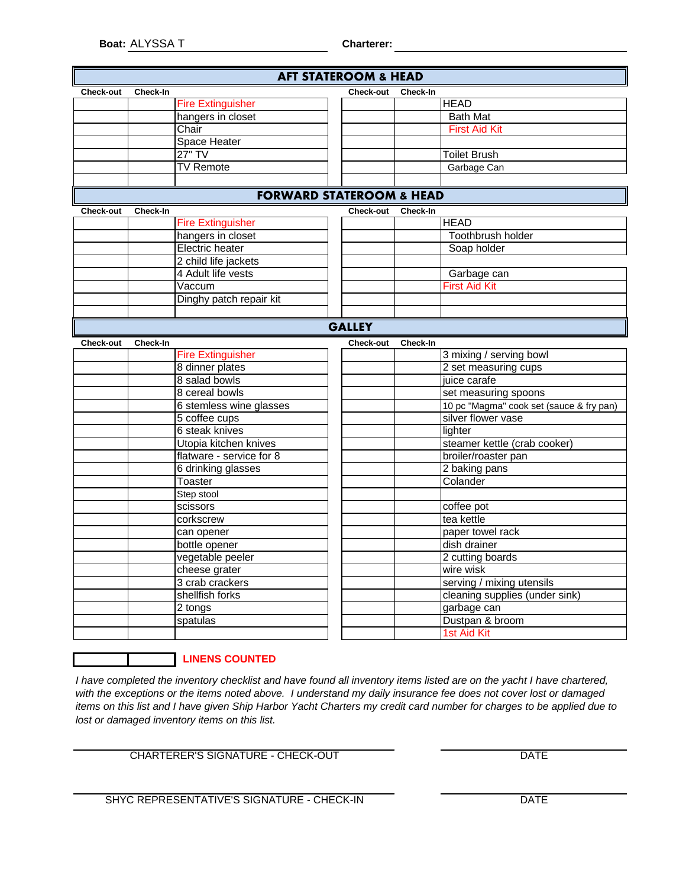**Boat:** ALYSSA T **Charterer:** ____________________

## AFT STATEROOM & HEAD

| Check-out | Check-In | | Check-out | Check-In | |
|---|---|---|---|---|---|
| | | Fire Extinguisher | | | HEAD |
| | | hangers in closet | | | Bath Mat |
| | | Chair | | | First Aid Kit |
| | | Space Heater | | | |
| | | 27" TV | | | Toilet Brush |
| | | TV Remote | | | Garbage Can |
| | | | | | |

## FORWARD STATEROOM & HEAD

| Check-out | Check-In | | Check-out | Check-In | |
|---|---|---|---|---|---|
| | | Fire Extinguisher | | | HEAD |
| | | hangers in closet | | | Toothbrush holder |
| | | Electric heater | | | Soap holder |
| | | 2 child life jackets | | | |
| | | 4 Adult life vests | | | Garbage can |
| | | Vaccum | | | First Aid Kit |
| | | Dinghy patch repair kit | | | |
| | | | | | |

## GALLEY

| Check-out | Check-In | | Check-out | Check-In | |
|---|---|---|---|---|---|
| | | Fire Extinguisher | | | 3 mixing / serving bowl |
| | | 8 dinner plates | | | 2 set measuring cups |
| | | 8 salad bowls | | | juice carafe |
| | | 8 cereal bowls | | | set measuring spoons |
| | | 6 stemless wine glasses | | | 10 pc "Magma" cook set (sauce & fry pan) |
| | | 5 coffee cups | | | silver flower vase |
| | | 6 steak knives | | | lighter |
| | | Utopia kitchen knives | | | steamer kettle (crab cooker) |
| | | flatware - service for 8 | | | broiler/roaster pan |
| | | 6 drinking glasses | | | 2 baking pans |
| | | Toaster | | | Colander |
| | | Step stool | | | |
| | | scissors | | | coffee pot |
| | | corkscrew | | | tea kettle |
| | | can opener | | | paper towel rack |
| | | bottle opener | | | dish drainer |
| | | vegetable peeler | | | 2 cutting boards |
| | | cheese grater | | | wire wisk |
| | | 3 crab crackers | | | serving / mixing utensils |
| | | shellfish forks | | | cleaning supplies (under sink) |
| | | 2 tongs | | | garbage can |
| | | spatulas | | | Dustpan & broom |
| | | | | | 1st Aid Kit |

| | | |
|---|---|---|
| | | **LINENS COUNTED** |

*I have completed the inventory checklist and have found all inventory items listed are on the yacht I have chartered, with the exceptions or the items noted above. I understand my daily insurance fee does not cover lost or damaged items on this list and I have given Ship Harbor Yacht Charters my credit card number for charges to be applied due to lost or damaged inventory items on this list.*

CHARTERER'S SIGNATURE - CHECK-OUT ____________________ DATE ____________

SHYC REPRESENTATIVE'S SIGNATURE - CHECK-IN ____________________ DATE ____________